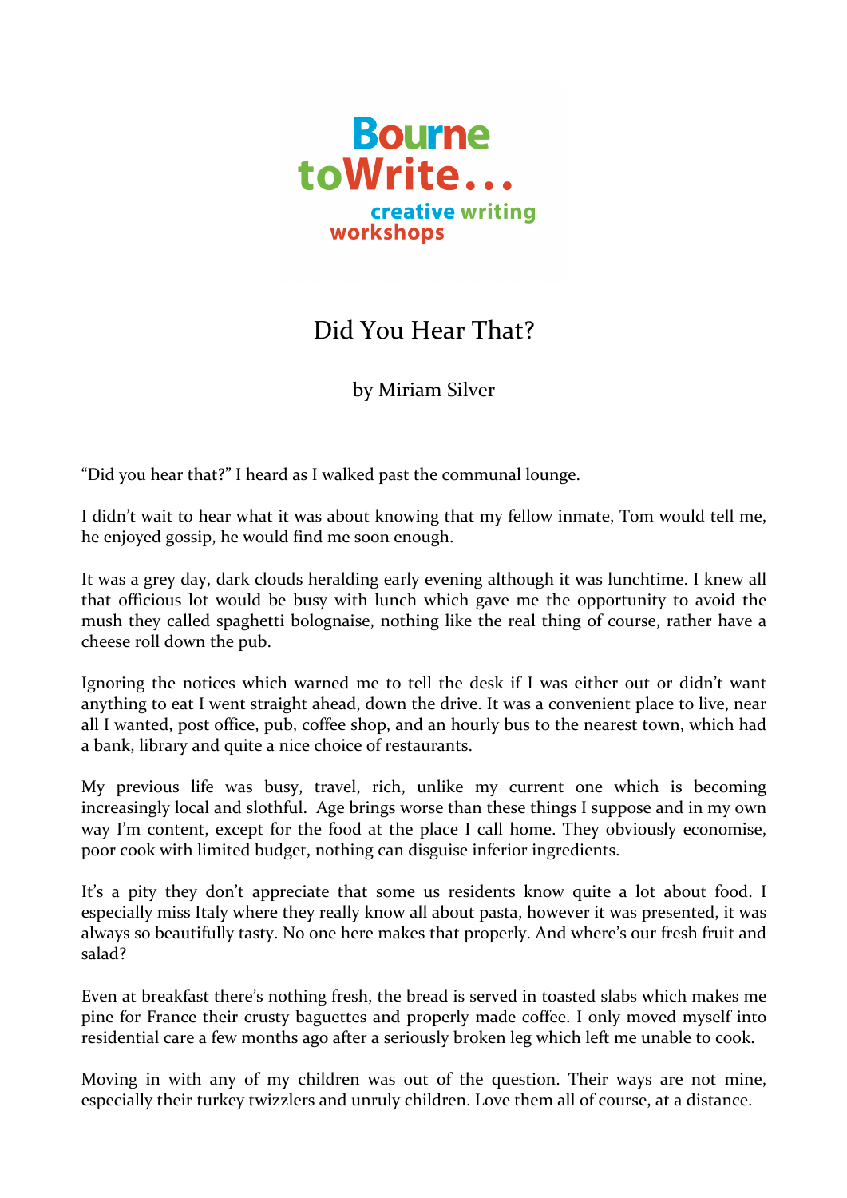Bourne toWrite... creative writing workshops

# Did You Hear That?

by Miriam Silver

"Did you hear that?" I heard as I walked past the communal lounge.

I didn't wait to hear what it was about knowing that my fellow inmate, Tom would tell me, he enjoyed gossip, he would find me soon enough.

It was a grey day, dark clouds heralding early evening although it was lunchtime. I knew all that officious lot would be busy with lunch which gave me the opportunity to avoid the mush they called spaghetti bolognaise, nothing like the real thing of course, rather have a cheese roll down the pub.

Ignoring the notices which warned me to tell the desk if I was either out or didn't want anything to eat I went straight ahead, down the drive. It was a convenient place to live, near all I wanted, post office, pub, coffee shop, and an hourly bus to the nearest town, which had a bank, library and quite a nice choice of restaurants.

My previous life was busy, travel, rich, unlike my current one which is becoming increasingly local and slothful. Age brings worse than these things I suppose and in my own way I'm content, except for the food at the place I call home. They obviously economise, poor cook with limited budget, nothing can disguise inferior ingredients.

It's a pity they don't appreciate that some us residents know quite a lot about food. I especially miss Italy where they really know all about pasta, however it was presented, it was always so beautifully tasty. No one here makes that properly. And where's our fresh fruit and salad?

Even at breakfast there's nothing fresh, the bread is served in toasted slabs which makes me pine for France their crusty baguettes and properly made coffee. I only moved myself into residential care a few months ago after a seriously broken leg which left me unable to cook.

Moving in with any of my children was out of the question. Their ways are not mine, especially their turkey twizzlers and unruly children. Love them all of course, at a distance.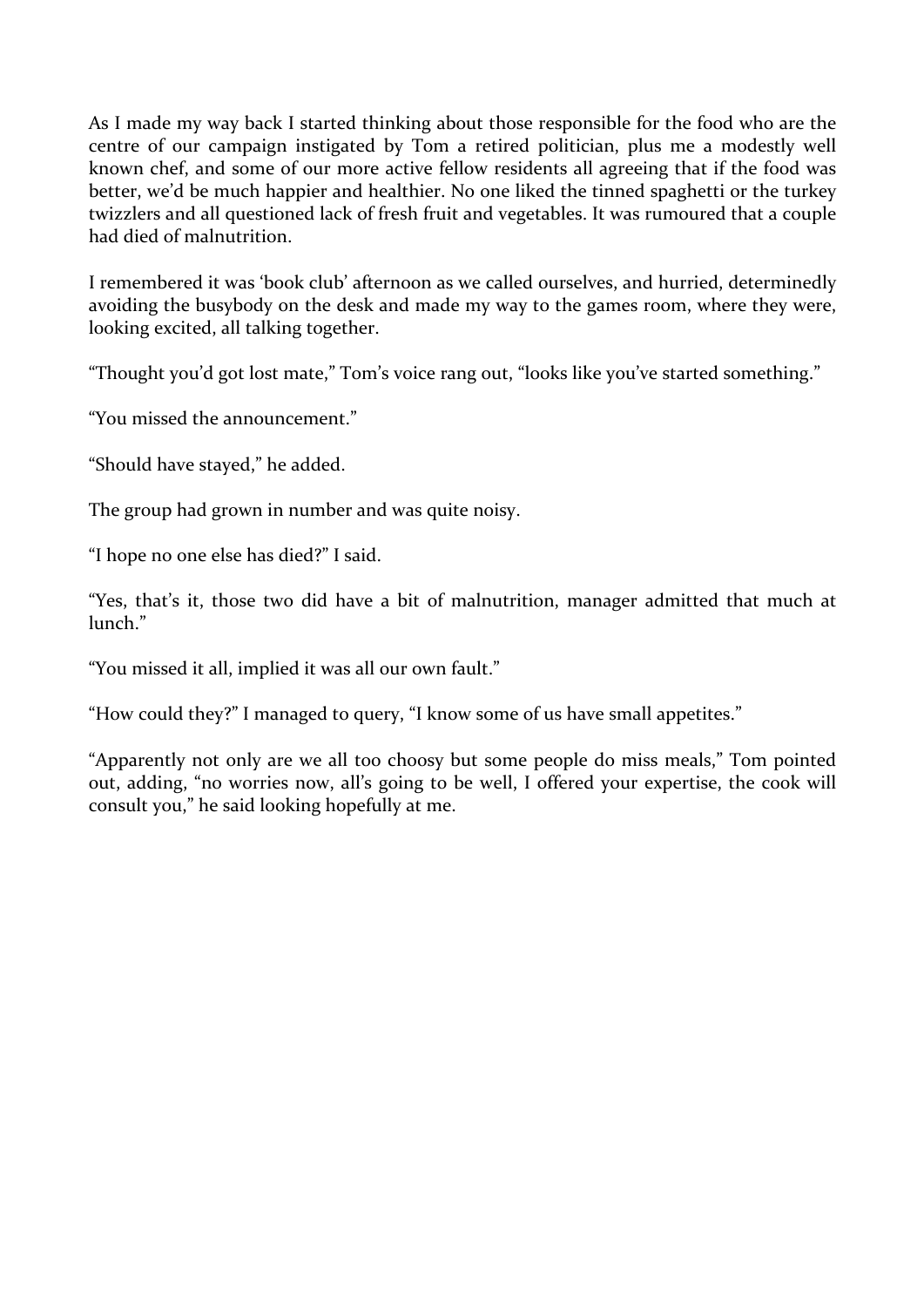As I made my way back I started thinking about those responsible for the food who are the centre of our campaign instigated by Tom a retired politician, plus me a modestly well known chef, and some of our more active fellow residents all agreeing that if the food was better, we'd be much happier and healthier. No one liked the tinned spaghetti or the turkey twizzlers and all questioned lack of fresh fruit and vegetables. It was rumoured that a couple had died of malnutrition.

I remembered it was 'book club' afternoon as we called ourselves, and hurried, determinedly avoiding the busybody on the desk and made my way to the games room, where they were, looking excited, all talking together.

"Thought you'd got lost mate," Tom's voice rang out, "looks like you've started something."

"You missed the announcement."

"Should have stayed," he added.

The group had grown in number and was quite noisy.

"I hope no one else has died?" I said.

"Yes, that's it, those two did have a bit of malnutrition, manager admitted that much at lunch."

"You missed it all, implied it was all our own fault."

"How could they?" I managed to query, "I know some of us have small appetites."

"Apparently not only are we all too choosy but some people do miss meals," Tom pointed out, adding, "no worries now, all's going to be well, I offered your expertise, the cook will consult you," he said looking hopefully at me.